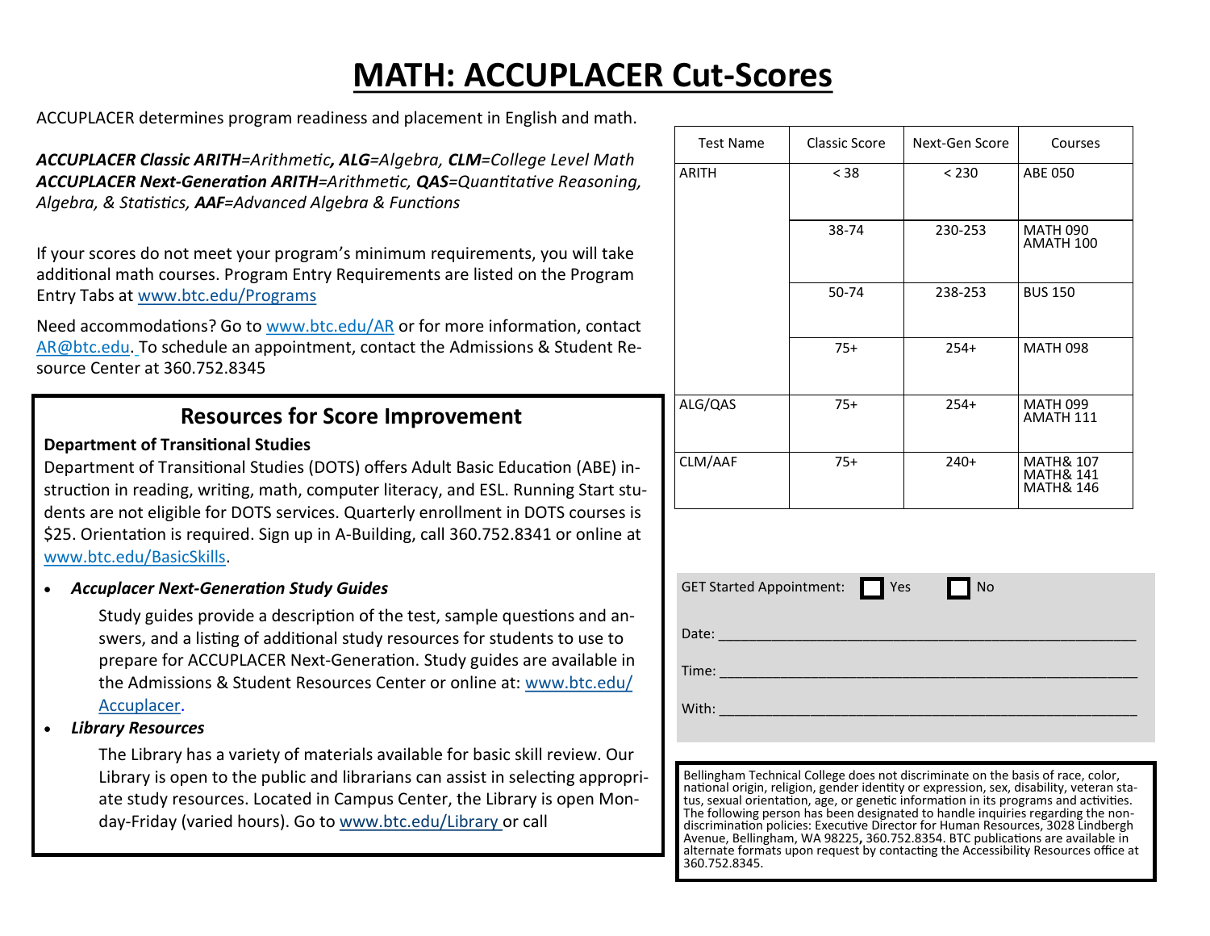# MATH: ACCUPLACER Cut-Scores

ACCUPLACER determines program readiness and placement in English and math.

***ACCUPLACER Classic ARITH****=Arithmetic,* ***ALG****=Algebra,* ***CLM****=College Level Math*
***ACCUPLACER Next-Generation ARITH****=Arithmetic,* ***QAS****=Quantitative Reasoning, Algebra, & Statistics,* ***AAF****=Advanced Algebra & Functions*

If your scores do not meet your program's minimum requirements, you will take additional math courses. Program Entry Requirements are listed on the Program Entry Tabs at www.btc.edu/Programs

Need accommodations? Go to www.btc.edu/AR or for more information, contact AR@btc.edu. To schedule an appointment, contact the Admissions & Student Resource Center at 360.752.8345

| Test Name | Classic Score | Next-Gen Score | Courses |
|---|---|---|---|
| ARITH | < 38 | < 230 | ABE 050 |
| | 38-74 | 230-253 | MATH 090<br>AMATH 100 |
| | 50-74 | 238-253 | BUS 150 |
| | 75+ | 254+ | MATH 098 |
| ALG/QAS | 75+ | 254+ | MATH 099<br>AMATH 111 |
| CLM/AAF | 75+ | 240+ | MATH& 107<br>MATH& 141<br>MATH& 146 |

## Resources for Score Improvement

**Department of Transitional Studies**

Department of Transitional Studies (DOTS) offers Adult Basic Education (ABE) instruction in reading, writing, math, computer literacy, and ESL. Running Start students are not eligible for DOTS services. Quarterly enrollment in DOTS courses is $25. Orientation is required. Sign up in A-Building, call 360.752.8341 or online at www.btc.edu/BasicSkills.

- ***Accuplacer Next-Generation Study Guides***

  Study guides provide a description of the test, sample questions and answers, and a listing of additional study resources for students to use to prepare for ACCUPLACER Next-Generation. Study guides are available in the Admissions & Student Resources Center or online at: www.btc.edu/Accuplacer.

- ***Library Resources***

  The Library has a variety of materials available for basic skill review. Our Library is open to the public and librarians can assist in selecting appropriate study resources. Located in Campus Center, the Library is open Monday-Friday (varied hours). Go to www.btc.edu/Library or call

GET Started Appointment: ☐ Yes ☐ No

Date: ____________________

Time: ____________________

With: ____________________

Bellingham Technical College does not discriminate on the basis of race, color, national origin, religion, gender identity or expression, sex, disability, veteran status, sexual orientation, age, or genetic information in its programs and activities. The following person has been designated to handle inquiries regarding the non-discrimination policies: Executive Director for Human Resources, 3028 Lindbergh Avenue, Bellingham, WA 98225, 360.752.8354. BTC publications are available in alternate formats upon request by contacting the Accessibility Resources office at 360.752.8345.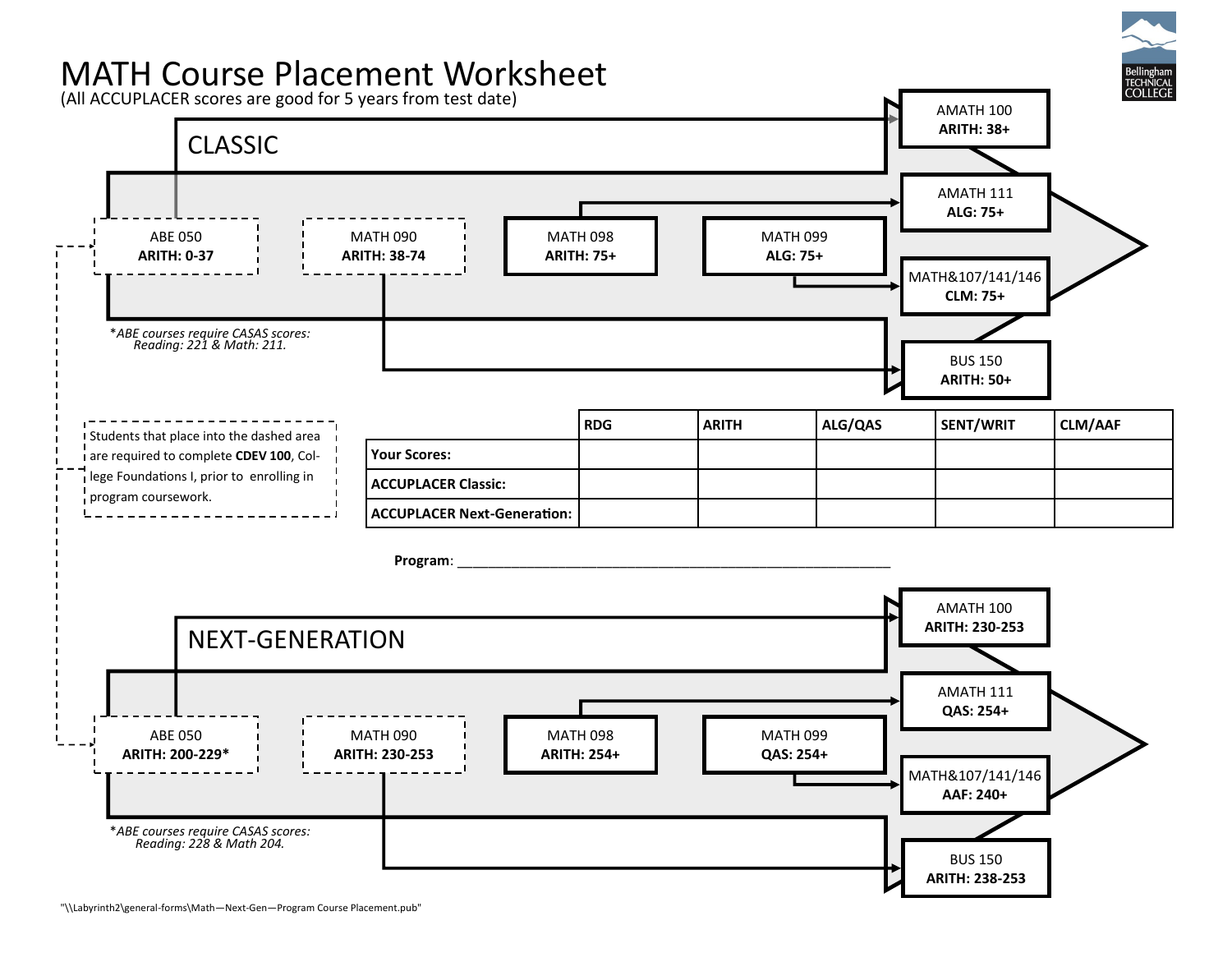# MATH Course Placement Worksheet

(All ACCUPLACER scores are good for 5 years from test date)

## CLASSIC

ABE 050
**ARITH: 0-37**

MATH 090
**ARITH: 38-74**

MATH 098
**ARITH: 75+**

MATH 099
**ALG: 75+**

AMATH 100
**ARITH: 38+**

AMATH 111
**ALG: 75+**

MATH&107/141/146
**CLM: 75+**

BUS 150
**ARITH: 50+**

**ABE courses require CASAS scores: Reading: 221 & Math: 211.*

Students that place into the dashed area are required to complete **CDEV 100**, College Foundations I, prior to enrolling in program coursework.

| | RDG | ARITH | ALG/QAS | SENT/WRIT | CLM/AAF |
|---|---|---|---|---|---|
| **Your Scores:** | | | | | |
| **ACCUPLACER Classic:** | | | | | |
| **ACCUPLACER Next-Generation:** | | | | | |

**Program**: ____________________________________________________________

## NEXT-GENERATION

ABE 050
**ARITH: 200-229***

MATH 090
**ARITH: 230-253**

MATH 098
**ARITH: 254+**

MATH 099
**QAS: 254+**

AMATH 100
**ARITH: 230-253**

AMATH 111
**QAS: 254+**

MATH&107/141/146
**AAF: 240+**

BUS 150
**ARITH: 238-253**

**ABE courses require CASAS scores: Reading: 228 & Math 204.*

"\\Labyrinth2\general-forms\Math—Next-Gen—Program Course Placement.pub"